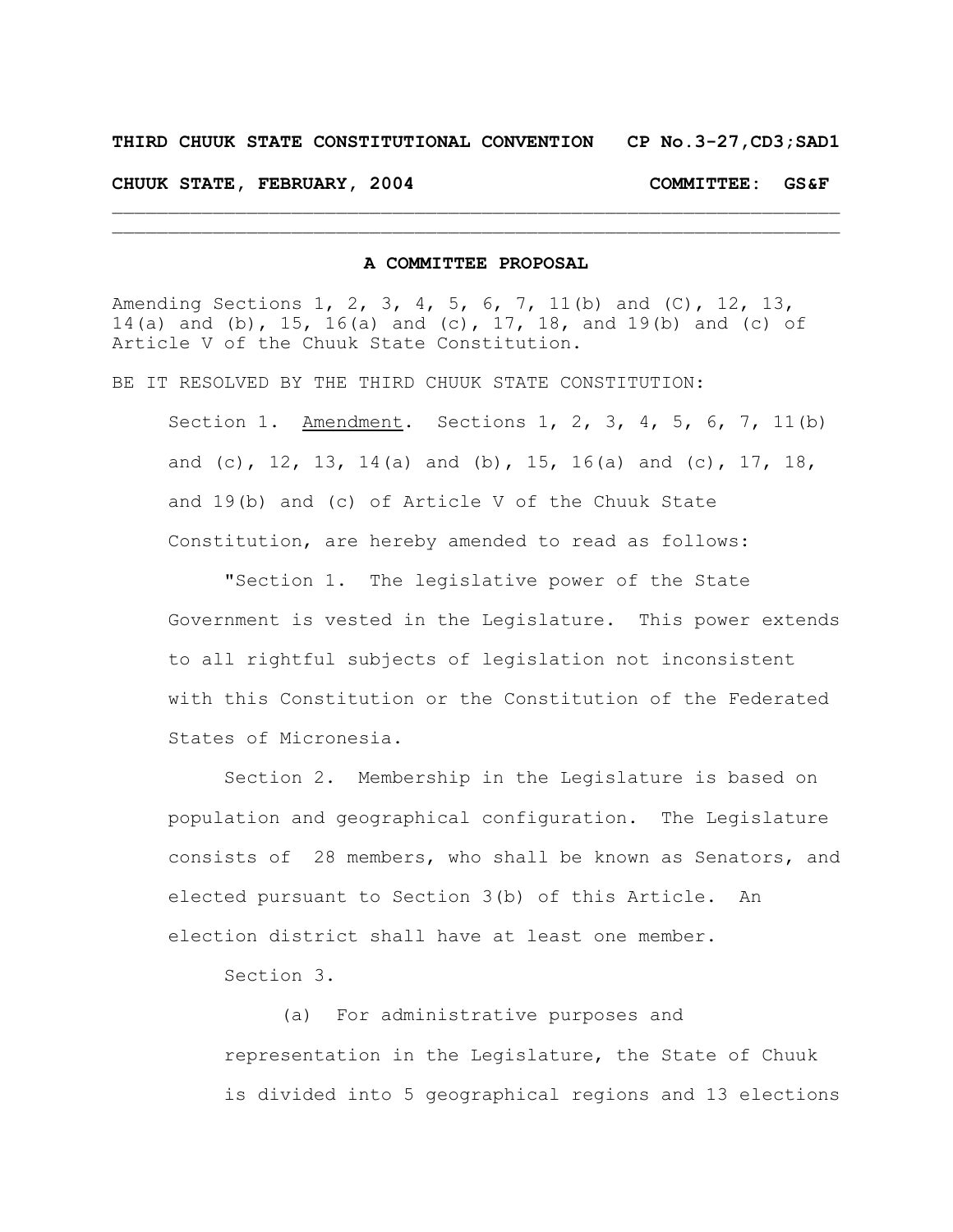**THIRD CHUUK STATE CONSTITUTIONAL CONVENTION CP No.3-27,CD3;SAD1**

**CHUUK STATE, FEBRUARY, 2004 COMMITTEE: GS&F**

---

**A COMMITTEE PROPOSAL**

Amending Sections 1, 2, 3, 4, 5, 6, 7, 11(b) and (C), 12, 13, 14(a) and (b), 15, 16(a) and (c), 17, 18, and 19(b) and (c) of Article V of the Chuuk State Constitution.

BE IT RESOLVED BY THE THIRD CHUUK STATE CONSTITUTION:

Section 1. Amendment. Sections 1, 2, 3, 4, 5, 6, 7, 11(b) and (c), 12, 13, 14(a) and (b), 15, 16(a) and (c), 17, 18, and 19(b) and (c) of Article V of the Chuuk State Constitution, are hereby amended to read as follows:

"Section 1. The legislative power of the State Government is vested in the Legislature. This power extends to all rightful subjects of legislation not inconsistent with this Constitution or the Constitution of the Federated States of Micronesia.

Section 2. Membership in the Legislature is based on population and geographical configuration. The Legislature consists of 28 members, who shall be known as Senators, and elected pursuant to Section 3(b) of this Article. An election district shall have at least one member.

Section 3.

(a) For administrative purposes and representation in the Legislature, the State of Chuuk is divided into 5 geographical regions and 13 elections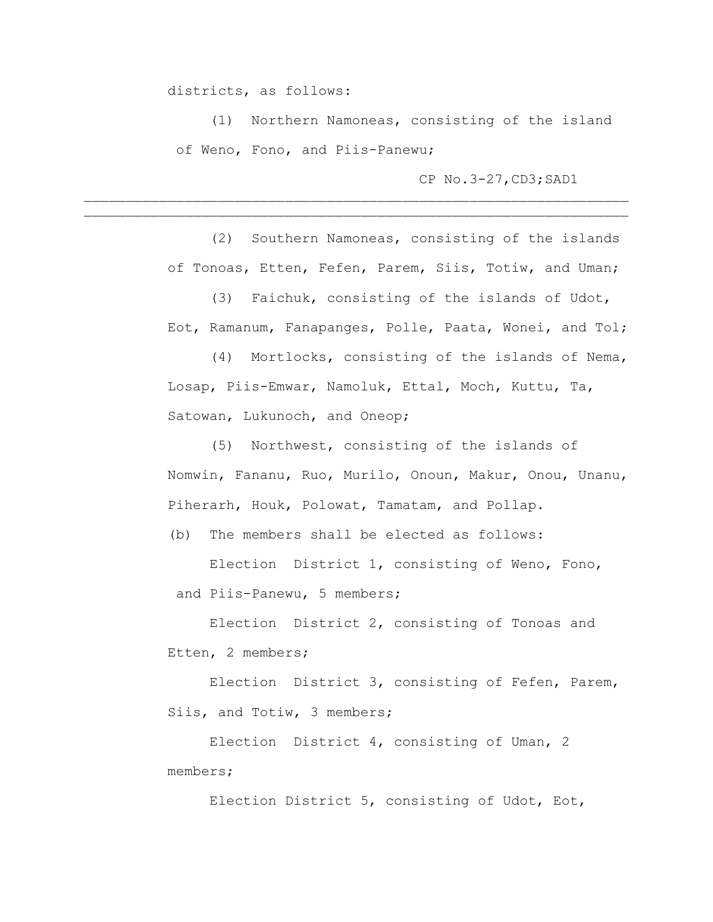districts, as follows:

(1) Northern Namoneas, consisting of the island of Weno, Fono, and Piis-Panewu;

(2) Southern Namoneas, consisting of the islands of Tonoas, Etten, Fefen, Parem, Siis, Totiw, and Uman;

(3) Faichuk, consisting of the islands of Udot, Eot, Ramanum, Fanapanges, Polle, Paata, Wonei, and Tol;

(4) Mortlocks, consisting of the islands of Nema, Losap, Piis-Emwar, Namoluk, Ettal, Moch, Kuttu, Ta, Satowan, Lukunoch, and Oneop;

(5) Northwest, consisting of the islands of Nomwin, Fananu, Ruo, Murilo, Onoun, Makur, Onou, Unanu, Piherarh, Houk, Polowat, Tamatam, and Pollap.

(b) The members shall be elected as follows:

Election District 1, consisting of Weno, Fono, and Piis-Panewu, 5 members;

Election District 2, consisting of Tonoas and Etten, 2 members;

Election District 3, consisting of Fefen, Parem, Siis, and Totiw, 3 members;

Election District 4, consisting of Uman, 2 members;

Election District 5, consisting of Udot, Eot,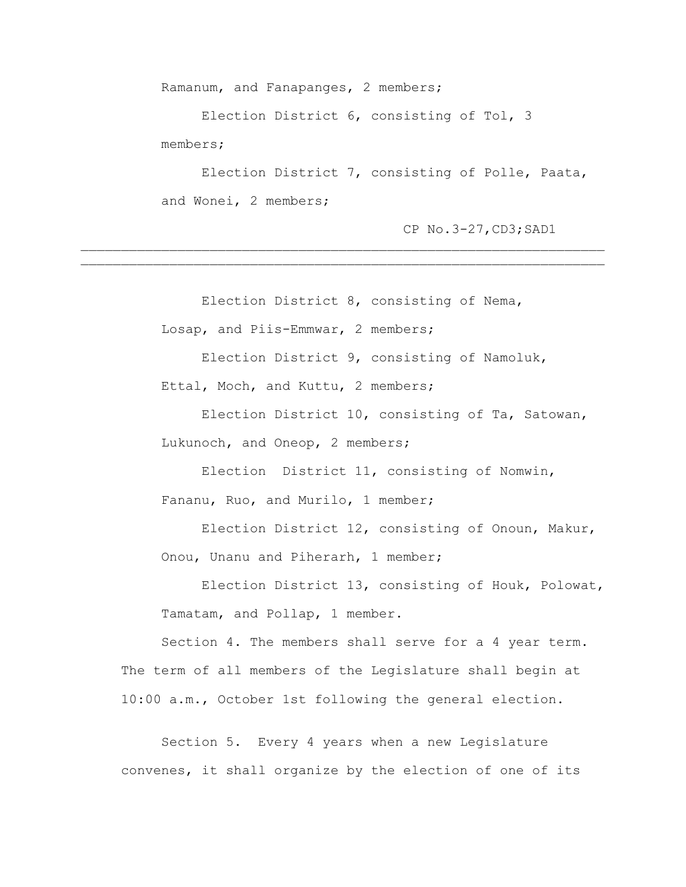Ramanum, and Fanapanges, 2 members;

Election District 6, consisting of Tol, 3 members;

Election District 7, consisting of Polle, Paata, and Wonei, 2 members;

Election District 8, consisting of Nema, Losap, and Piis-Emmwar, 2 members;

Election District 9, consisting of Namoluk, Ettal, Moch, and Kuttu, 2 members;

Election District 10, consisting of Ta, Satowan, Lukunoch, and Oneop, 2 members;

Election District 11, consisting of Nomwin, Fananu, Ruo, and Murilo, 1 member;

Election District 12, consisting of Onoun, Makur, Onou, Unanu and Piherarh, 1 member;

Election District 13, consisting of Houk, Polowat, Tamatam, and Pollap, 1 member.

Section 4. The members shall serve for a 4 year term. The term of all members of the Legislature shall begin at 10:00 a.m., October 1st following the general election.

Section 5. Every 4 years when a new Legislature convenes, it shall organize by the election of one of its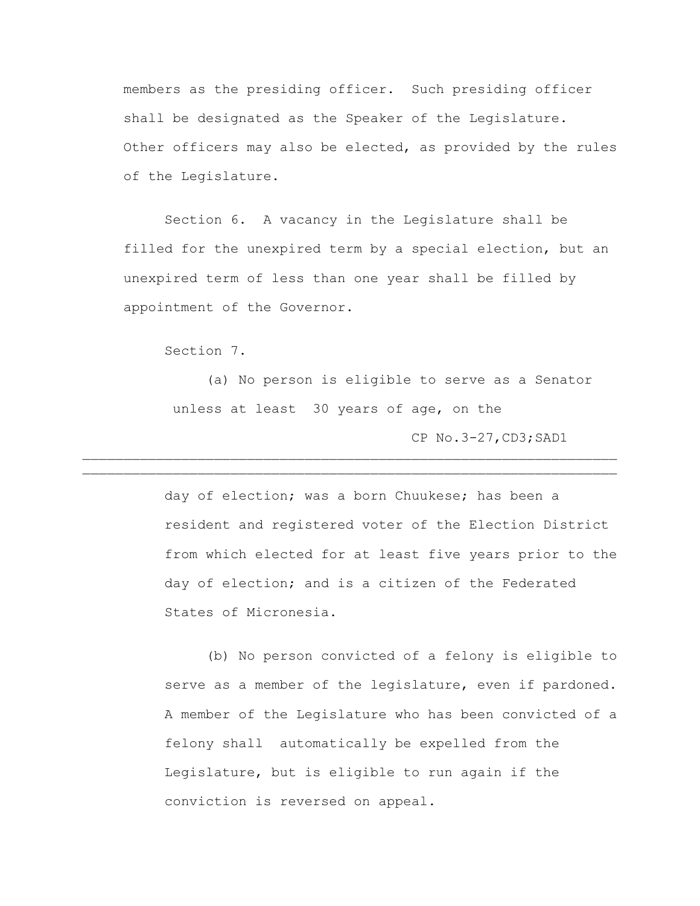members as the presiding officer. Such presiding officer shall be designated as the Speaker of the Legislature. Other officers may also be elected, as provided by the rules of the Legislature.

Section 6. A vacancy in the Legislature shall be filled for the unexpired term by a special election, but an unexpired term of less than one year shall be filled by appointment of the Governor.

Section 7.

(a) No person is eligible to serve as a Senator unless at least 30 years of age, on the day of election; was a born Chuukese; has been a resident and registered voter of the Election District from which elected for at least five years prior to the day of election; and is a citizen of the Federated States of Micronesia.

(b) No person convicted of a felony is eligible to serve as a member of the legislature, even if pardoned. A member of the Legislature who has been convicted of a felony shall automatically be expelled from the Legislature, but is eligible to run again if the conviction is reversed on appeal.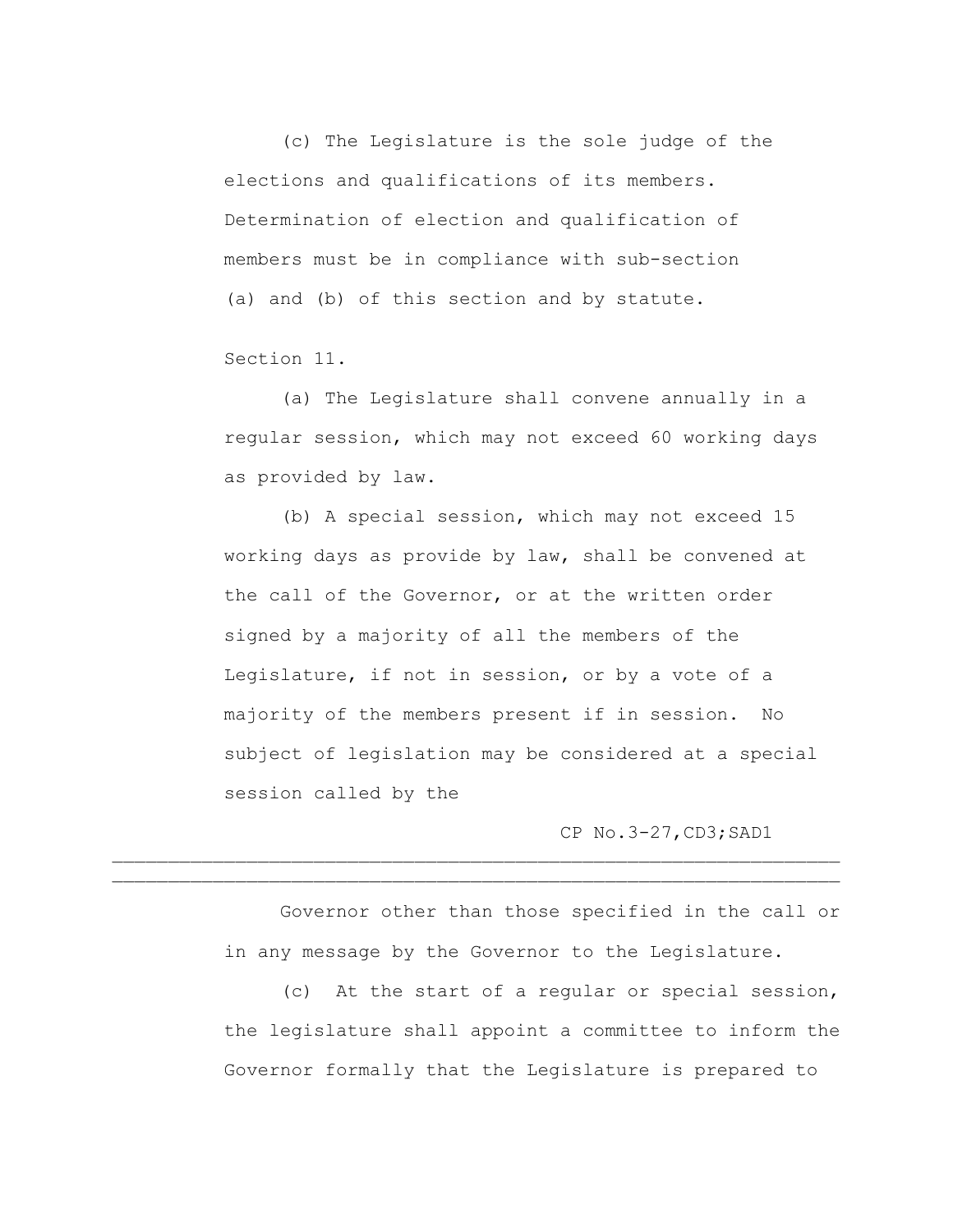(c) The Legislature is the sole judge of the elections and qualifications of its members. Determination of election and qualification of members must be in compliance with sub-section (a) and (b) of this section and by statute.

Section 11.

(a) The Legislature shall convene annually in a regular session, which may not exceed 60 working days as provided by law.

(b) A special session, which may not exceed 15 working days as provide by law, shall be convened at the call of the Governor, or at the written order signed by a majority of all the members of the Legislature, if not in session, or by a vote of a majority of the members present if in session. No subject of legislation may be considered at a special session called by the Governor other than those specified in the call or in any message by the Governor to the Legislature.

(c) At the start of a regular or special session, the legislature shall appoint a committee to inform the Governor formally that the Legislature is prepared to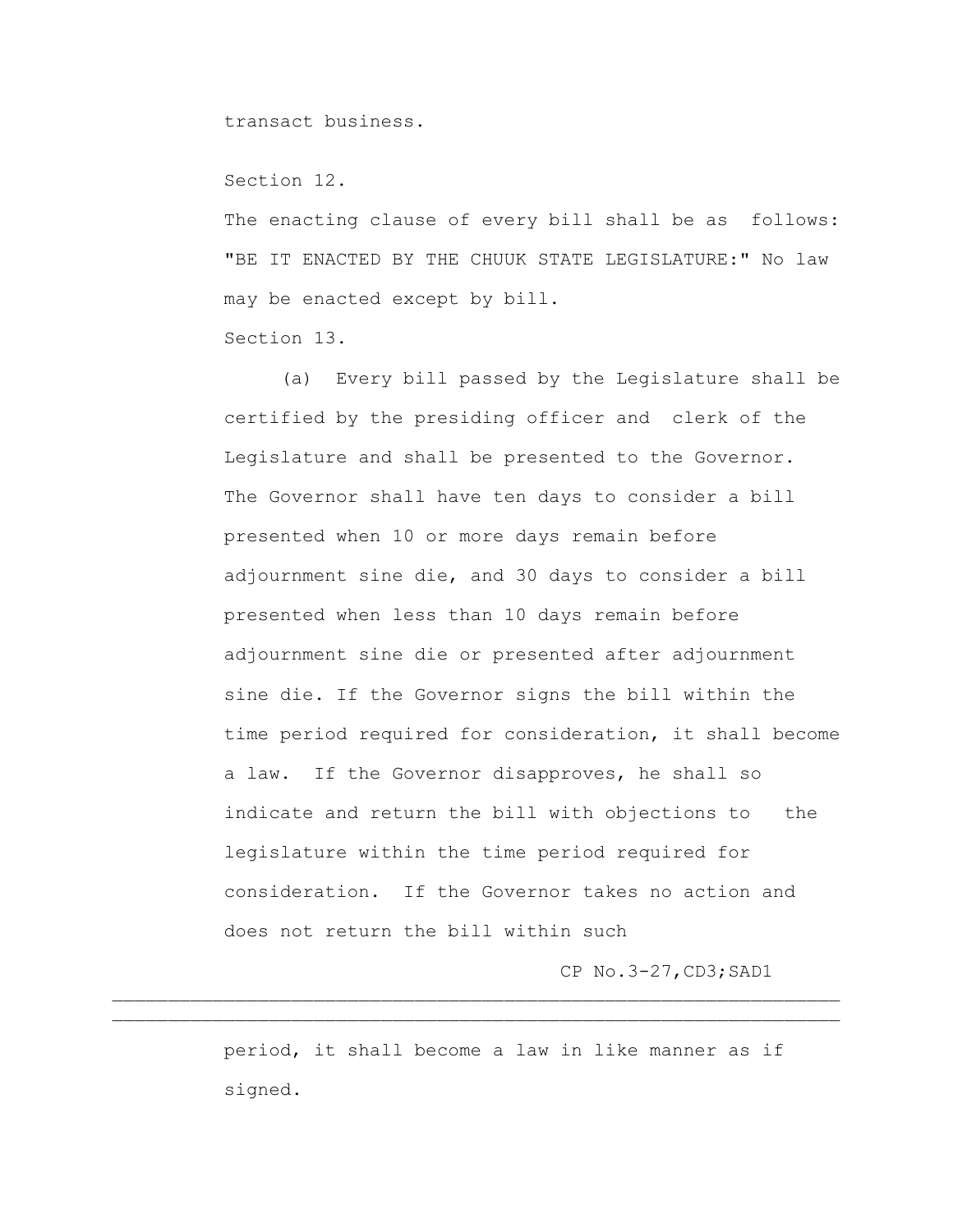transact business.

Section 12.

The enacting clause of every bill shall be as follows: "BE IT ENACTED BY THE CHUUK STATE LEGISLATURE:" No law may be enacted except by bill.

Section 13.

(a) Every bill passed by the Legislature shall be certified by the presiding officer and clerk of the Legislature and shall be presented to the Governor. The Governor shall have ten days to consider a bill presented when 10 or more days remain before adjournment sine die, and 30 days to consider a bill presented when less than 10 days remain before adjournment sine die or presented after adjournment sine die. If the Governor signs the bill within the time period required for consideration, it shall become a law. If the Governor disapproves, he shall so indicate and return the bill with objections to the legislature within the time period required for consideration. If the Governor takes no action and does not return the bill within such period, it shall become a law in like manner as if signed.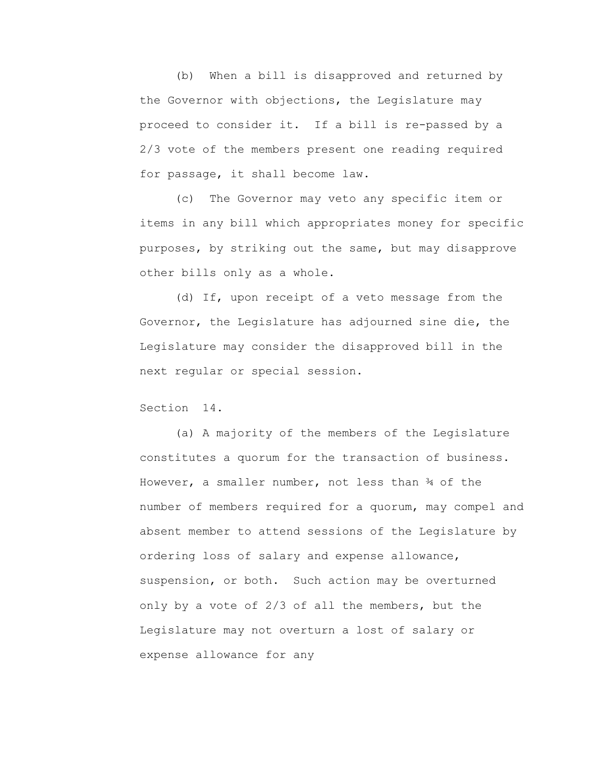(b) When a bill is disapproved and returned by the Governor with objections, the Legislature may proceed to consider it. If a bill is re-passed by a 2/3 vote of the members present one reading required for passage, it shall become law.

(c) The Governor may veto any specific item or items in any bill which appropriates money for specific purposes, by striking out the same, but may disapprove other bills only as a whole.

(d) If, upon receipt of a veto message from the Governor, the Legislature has adjourned sine die, the Legislature may consider the disapproved bill in the next regular or special session.

Section 14.

(a) A majority of the members of the Legislature constitutes a quorum for the transaction of business. However, a smaller number, not less than ¾ of the number of members required for a quorum, may compel and absent member to attend sessions of the Legislature by ordering loss of salary and expense allowance, suspension, or both. Such action may be overturned only by a vote of 2/3 of all the members, but the Legislature may not overturn a lost of salary or expense allowance for any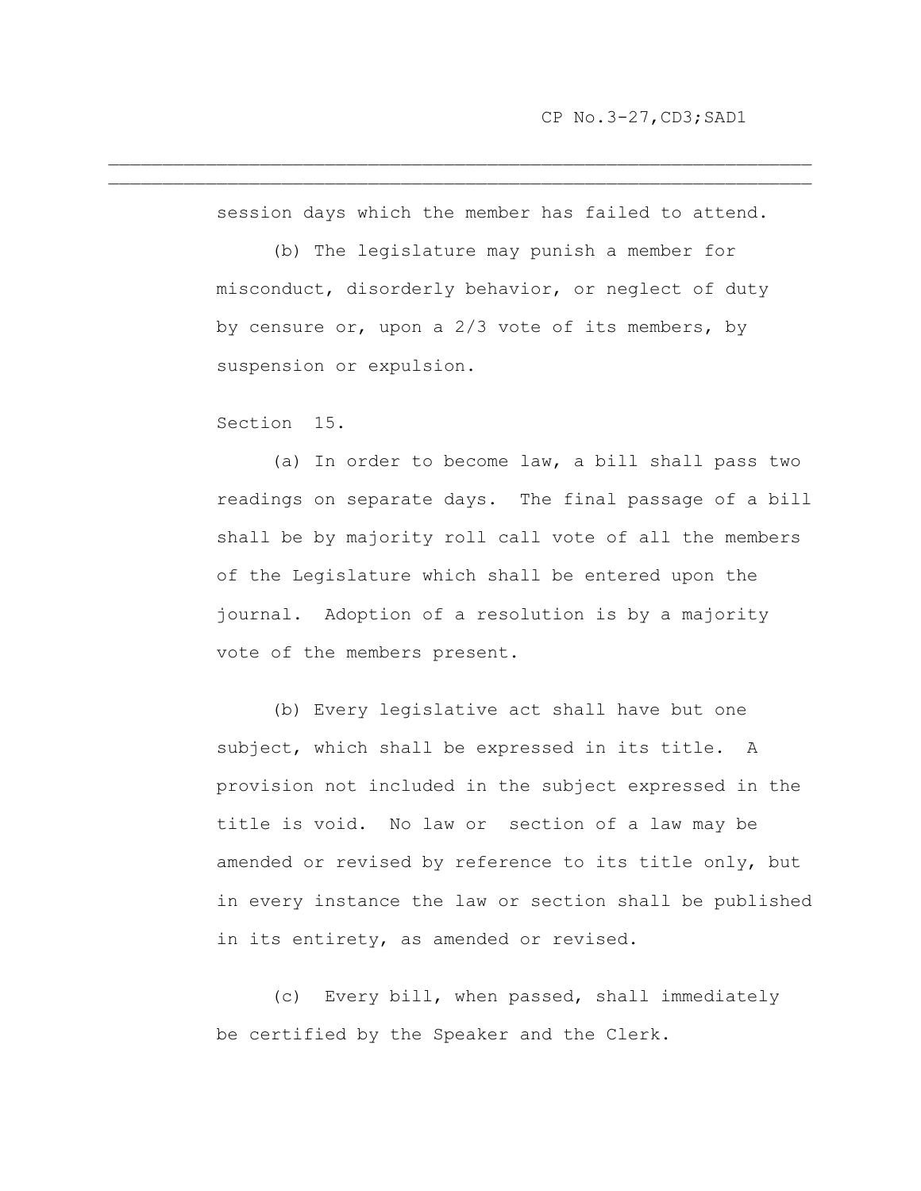session days which the member has failed to attend.

(b) The legislature may punish a member for misconduct, disorderly behavior, or neglect of duty by censure or, upon a 2/3 vote of its members, by suspension or expulsion.

Section 15.

(a) In order to become law, a bill shall pass two readings on separate days. The final passage of a bill shall be by majority roll call vote of all the members of the Legislature which shall be entered upon the journal. Adoption of a resolution is by a majority vote of the members present.

(b) Every legislative act shall have but one subject, which shall be expressed in its title. A provision not included in the subject expressed in the title is void. No law or section of a law may be amended or revised by reference to its title only, but in every instance the law or section shall be published in its entirety, as amended or revised.

(c) Every bill, when passed, shall immediately be certified by the Speaker and the Clerk.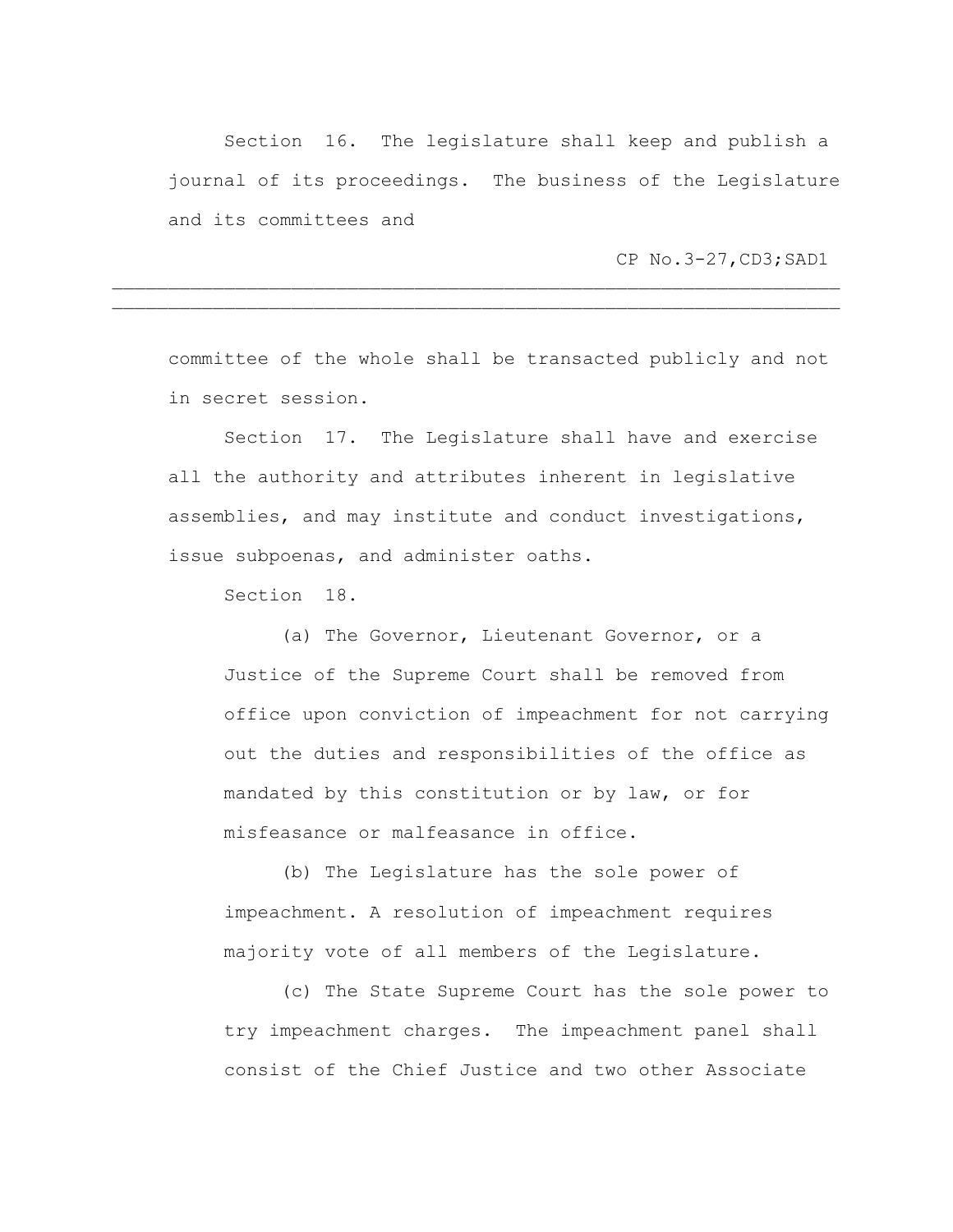Section 16. The legislature shall keep and publish a journal of its proceedings. The business of the Legislature and its committees and committee of the whole shall be transacted publicly and not in secret session.

Section 17. The Legislature shall have and exercise all the authority and attributes inherent in legislative assemblies, and may institute and conduct investigations, issue subpoenas, and administer oaths.

Section 18.

(a) The Governor, Lieutenant Governor, or a Justice of the Supreme Court shall be removed from office upon conviction of impeachment for not carrying out the duties and responsibilities of the office as mandated by this constitution or by law, or for misfeasance or malfeasance in office.

(b) The Legislature has the sole power of impeachment. A resolution of impeachment requires majority vote of all members of the Legislature.

(c) The State Supreme Court has the sole power to try impeachment charges. The impeachment panel shall consist of the Chief Justice and two other Associate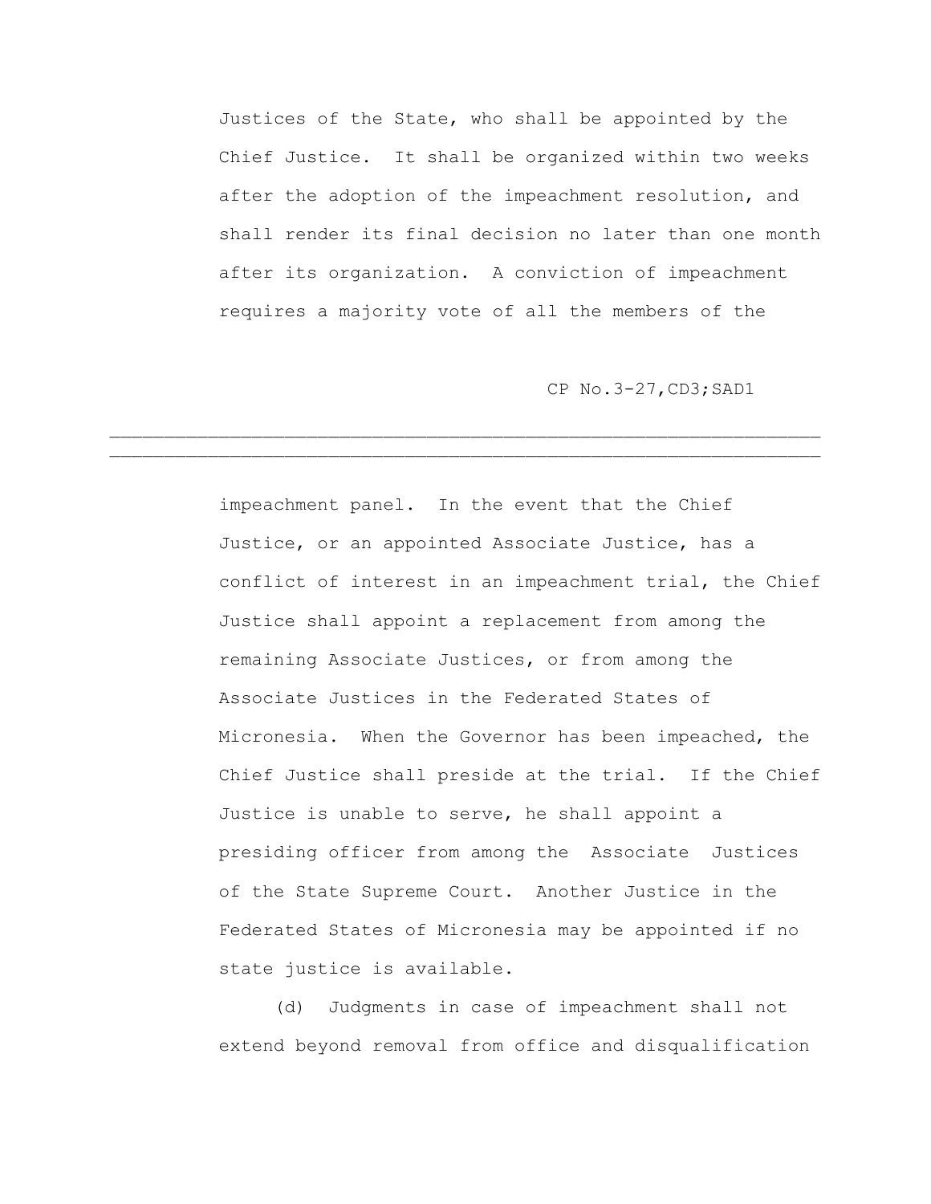Justices of the State, who shall be appointed by the Chief Justice. It shall be organized within two weeks after the adoption of the impeachment resolution, and shall render its final decision no later than one month after its organization. A conviction of impeachment requires a majority vote of all the members of the impeachment panel. In the event that the Chief Justice, or an appointed Associate Justice, has a conflict of interest in an impeachment trial, the Chief Justice shall appoint a replacement from among the remaining Associate Justices, or from among the Associate Justices in the Federated States of Micronesia. When the Governor has been impeached, the Chief Justice shall preside at the trial. If the Chief Justice is unable to serve, he shall appoint a presiding officer from among the Associate Justices of the State Supreme Court. Another Justice in the Federated States of Micronesia may be appointed if no state justice is available.

(d) Judgments in case of impeachment shall not extend beyond removal from office and disqualification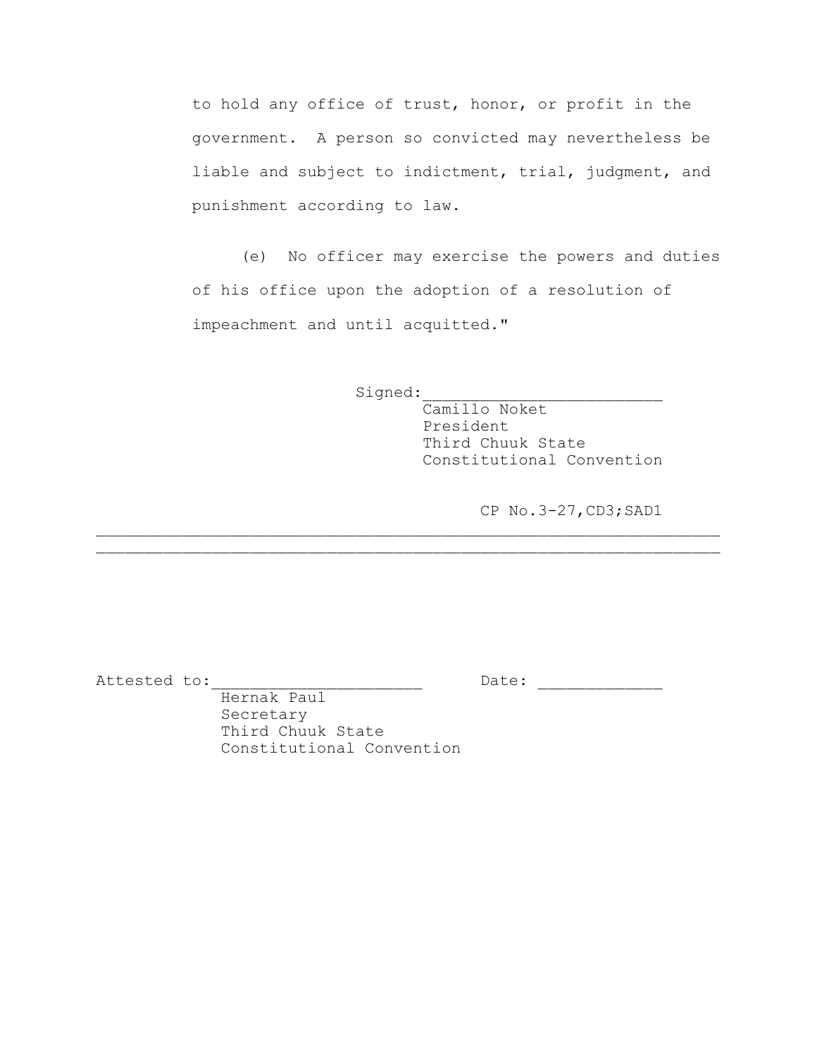to hold any office of trust, honor, or profit in the government. A person so convicted may nevertheless be liable and subject to indictment, trial, judgment, and punishment according to law.

(e) No officer may exercise the powers and duties of his office upon the adoption of a resolution of impeachment and until acquitted."

Signed:________________________
Camillo Noket
President
Third Chuuk State
Constitutional Convention

CP No.3-27,CD3;SAD1

---

Attested to:______________________ Date: _____________
Hernak Paul
Secretary
Third Chuuk State
Constitutional Convention